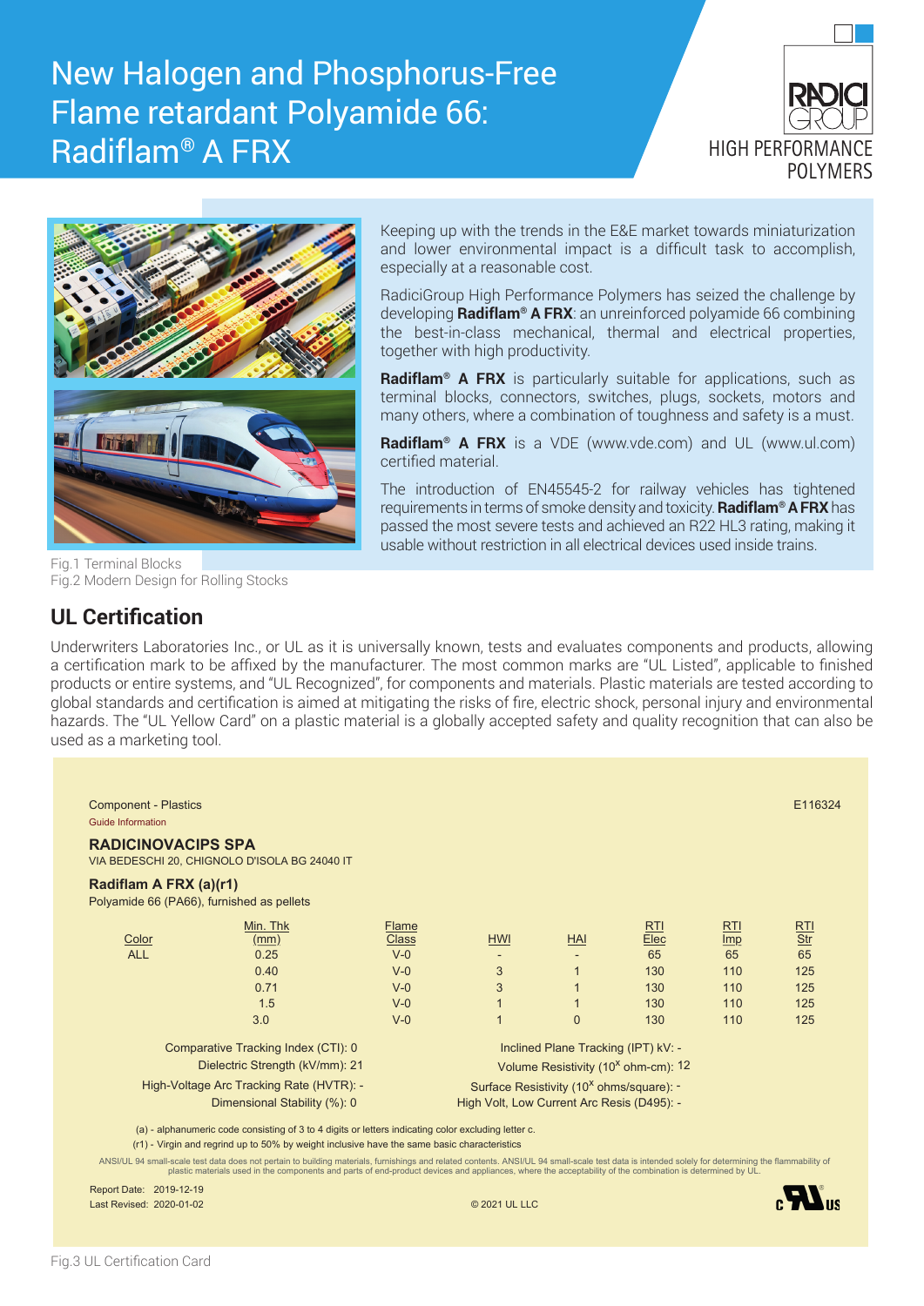# New Halogen and Phosphorus-Free Flame retardant Polyamide 66: Radiflam® A FRX

RADICI GROUP HIGH PERFORMANCE POLYMERS

Keeping up with the trends in the E&E market towards miniaturization and lower environmental impact is a difficult task to accomplish, especially at a reasonable cost.

RadiciGroup High Performance Polymers has seized the challenge by developing **Radiflam® A FRX**: an unreinforced polyamide 66 combining the best-in-class mechanical, thermal and electrical properties, together with high productivity.

**Radiflam® A FRX** is particularly suitable for applications, such as terminal blocks, connectors, switches, plugs, sockets, motors and many others, where a combination of toughness and safety is a must.

**Radiflam® A FRX** is a VDE (www.vde.com) and UL (www.ul.com) certified material.

The introduction of EN45545-2 for railway vehicles has tightened requirements in terms of smoke density and toxicity. **Radiflam® A FRX** has passed the most severe tests and achieved an R22 HL3 rating, making it usable without restriction in all electrical devices used inside trains.

Fig.1 Terminal Blocks

Fig.2 Modern Design for Rolling Stocks

## UL Certification

Underwriters Laboratories Inc., or UL as it is universally known, tests and evaluates components and products, allowing a certification mark to be affixed by the manufacturer. The most common marks are "UL Listed", applicable to finished products or entire systems, and "UL Recognized", for components and materials. Plastic materials are tested according to global standards and certification is aimed at mitigating the risks of fire, electric shock, personal injury and environmental hazards. The "UL Yellow Card" on a plastic material is a globally accepted safety and quality recognition that can also be used as a marketing tool.

Component - Plastics E116324

Guide Information

**RADICINOVACIPS SPA**

VIA BEDESCHI 20, CHIGNOLO D'ISOLA BG 24040 IT

**Radiflam A FRX (a)(r1)**

Polyamide 66 (PA66), furnished as pellets

| Color | Min. Thk (mm) | Flame Class | HWI | HAI | RTI Elec | RTI Imp | RTI Str |
|---|---|---|---|---|---|---|---|
| ALL | 0.25 | V-0 | - | - | 65 | 65 | 65 |
| | 0.40 | V-0 | 3 | 1 | 130 | 110 | 125 |
| | 0.71 | V-0 | 3 | 1 | 130 | 110 | 125 |
| | 1.5 | V-0 | 1 | 1 | 130 | 110 | 125 |
| | 3.0 | V-0 | 1 | 0 | 130 | 110 | 125 |

Comparative Tracking Index (CTI): 0
Dielectric Strength (kV/mm): 21
High-Voltage Arc Tracking Rate (HVTR): -
Dimensional Stability (%): 0

Inclined Plane Tracking (IPT) kV: -
Volume Resistivity ($10^x$ ohm-cm): 12
Surface Resistivity ($10^x$ ohms/square): -
High Volt, Low Current Arc Resis (D495): -

(a) - alphanumeric code consisting of 3 to 4 digits or letters indicating color excluding letter c.

(r1) - Virgin and regrind up to 50% by weight inclusive have the same basic characteristics

ANSI/UL 94 small-scale test data does not pertain to building materials, furnishings and related contents. ANSI/UL 94 small-scale test data is intended solely for determining the flammability of plastic materials used in the components and parts of end-product devices and appliances, where the acceptability of the combination is determined by UL.

Report Date: 2019-12-19
Last Revised: 2020-01-02

© 2021 UL LLC

Fig.3 UL Certification Card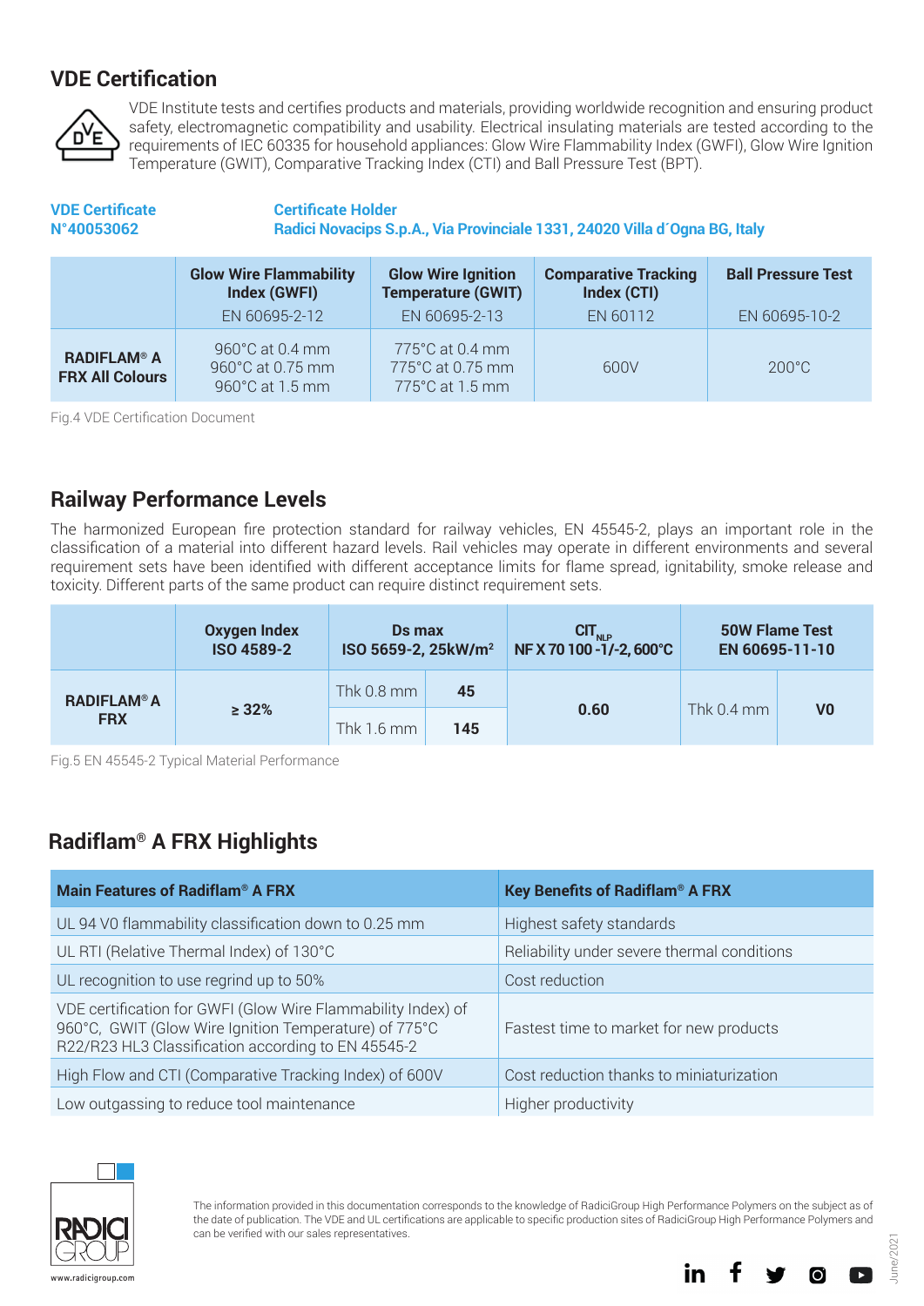## VDE Certification

VDE Institute tests and certifies products and materials, providing worldwide recognition and ensuring product safety, electromagnetic compatibility and usability. Electrical insulating materials are tested according to the requirements of IEC 60335 for household appliances: Glow Wire Flammability Index (GWFI), Glow Wire Ignition Temperature (GWIT), Comparative Tracking Index (CTI) and Ball Pressure Test (BPT).

**VDE Certificate**
**N°40053062**

**Certificate Holder**
**Radici Novacips S.p.A., Via Provinciale 1331, 24020 Villa d´Ogna BG, Italy**

| | Glow Wire Flammability Index (GWFI) EN 60695-2-12 | Glow Wire Ignition Temperature (GWIT) EN 60695-2-13 | Comparative Tracking Index (CTI) EN 60112 | Ball Pressure Test EN 60695-10-2 |
|---|---|---|---|---|
| **RADIFLAM® A FRX All Colours** | 960°C at 0.4 mm<br>960°C at 0.75 mm<br>960°C at 1.5 mm | 775°C at 0.4 mm<br>775°C at 0.75 mm<br>775°C at 1.5 mm | 600V | 200°C |

Fig.4 VDE Certification Document

## Railway Performance Levels

The harmonized European fire protection standard for railway vehicles, EN 45545-2, plays an important role in the classification of a material into different hazard levels. Rail vehicles may operate in different environments and several requirement sets have been identified with different acceptance limits for flame spread, ignitability, smoke release and toxicity. Different parts of the same product can require distinct requirement sets.

| | Oxygen Index ISO 4589-2 | Ds max ISO 5659-2, 25kW/m² | | $CIT_{NLP}$ NF X 70 100 -1/-2, 600°C | 50W Flame Test EN 60695-11-10 | |
|---|---|---|---|---|---|---|
| **RADIFLAM® A FRX** | **≥ 32%** | Thk 0.8 mm | **45** | **0.60** | Thk 0.4 mm | **V0** |
| | | Thk 1.6 mm | **145** | | | |

Fig.5 EN 45545-2 Typical Material Performance

## Radiflam® A FRX Highlights

| Main Features of Radiflam® A FRX | Key Benefits of Radiflam® A FRX |
|---|---|
| UL 94 V0 flammability classification down to 0.25 mm | Highest safety standards |
| UL RTI (Relative Thermal Index) of 130°C | Reliability under severe thermal conditions |
| UL recognition to use regrind up to 50% | Cost reduction |
| VDE certification for GWFI (Glow Wire Flammability Index) of 960°C, GWIT (Glow Wire Ignition Temperature) of 775°C R22/R23 HL3 Classification according to EN 45545-2 | Fastest time to market for new products |
| High Flow and CTI (Comparative Tracking Index) of 600V | Cost reduction thanks to miniaturization |
| Low outgassing to reduce tool maintenance | Higher productivity |

RADICI GROUP
www.radicigroup.com

The information provided in this documentation corresponds to the knowledge of RadiciGroup High Performance Polymers on the subject as of the date of publication. The VDE and UL certifications are applicable to specific production sites of RadiciGroup High Performance Polymers and can be verified with our sales representatives.

June/2021